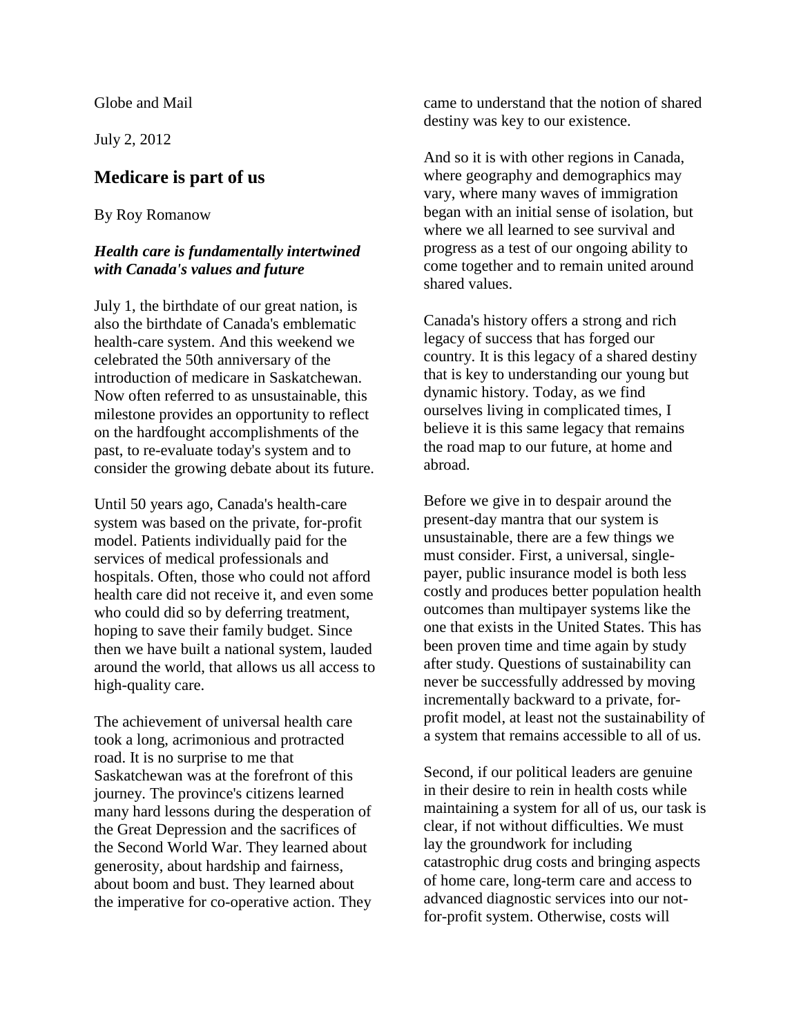Globe and Mail

July 2, 2012

## Medicare is part of us

By Roy Romanow

***Health care is fundamentally intertwined with Canada's values and future***

July 1, the birthdate of our great nation, is also the birthdate of Canada's emblematic health-care system. And this weekend we celebrated the 50th anniversary of the introduction of medicare in Saskatchewan. Now often referred to as unsustainable, this milestone provides an opportunity to reflect on the hardfought accomplishments of the past, to re-evaluate today's system and to consider the growing debate about its future.

Until 50 years ago, Canada's health-care system was based on the private, for-profit model. Patients individually paid for the services of medical professionals and hospitals. Often, those who could not afford health care did not receive it, and even some who could did so by deferring treatment, hoping to save their family budget. Since then we have built a national system, lauded around the world, that allows us all access to high-quality care.

The achievement of universal health care took a long, acrimonious and protracted road. It is no surprise to me that Saskatchewan was at the forefront of this journey. The province's citizens learned many hard lessons during the desperation of the Great Depression and the sacrifices of the Second World War. They learned about generosity, about hardship and fairness, about boom and bust. They learned about the imperative for co-operative action. They came to understand that the notion of shared destiny was key to our existence.

And so it is with other regions in Canada, where geography and demographics may vary, where many waves of immigration began with an initial sense of isolation, but where we all learned to see survival and progress as a test of our ongoing ability to come together and to remain united around shared values.

Canada's history offers a strong and rich legacy of success that has forged our country. It is this legacy of a shared destiny that is key to understanding our young but dynamic history. Today, as we find ourselves living in complicated times, I believe it is this same legacy that remains the road map to our future, at home and abroad.

Before we give in to despair around the present-day mantra that our system is unsustainable, there are a few things we must consider. First, a universal, single-payer, public insurance model is both less costly and produces better population health outcomes than multipayer systems like the one that exists in the United States. This has been proven time and time again by study after study. Questions of sustainability can never be successfully addressed by moving incrementally backward to a private, for-profit model, at least not the sustainability of a system that remains accessible to all of us.

Second, if our political leaders are genuine in their desire to rein in health costs while maintaining a system for all of us, our task is clear, if not without difficulties. We must lay the groundwork for including catastrophic drug costs and bringing aspects of home care, long-term care and access to advanced diagnostic services into our not-for-profit system. Otherwise, costs will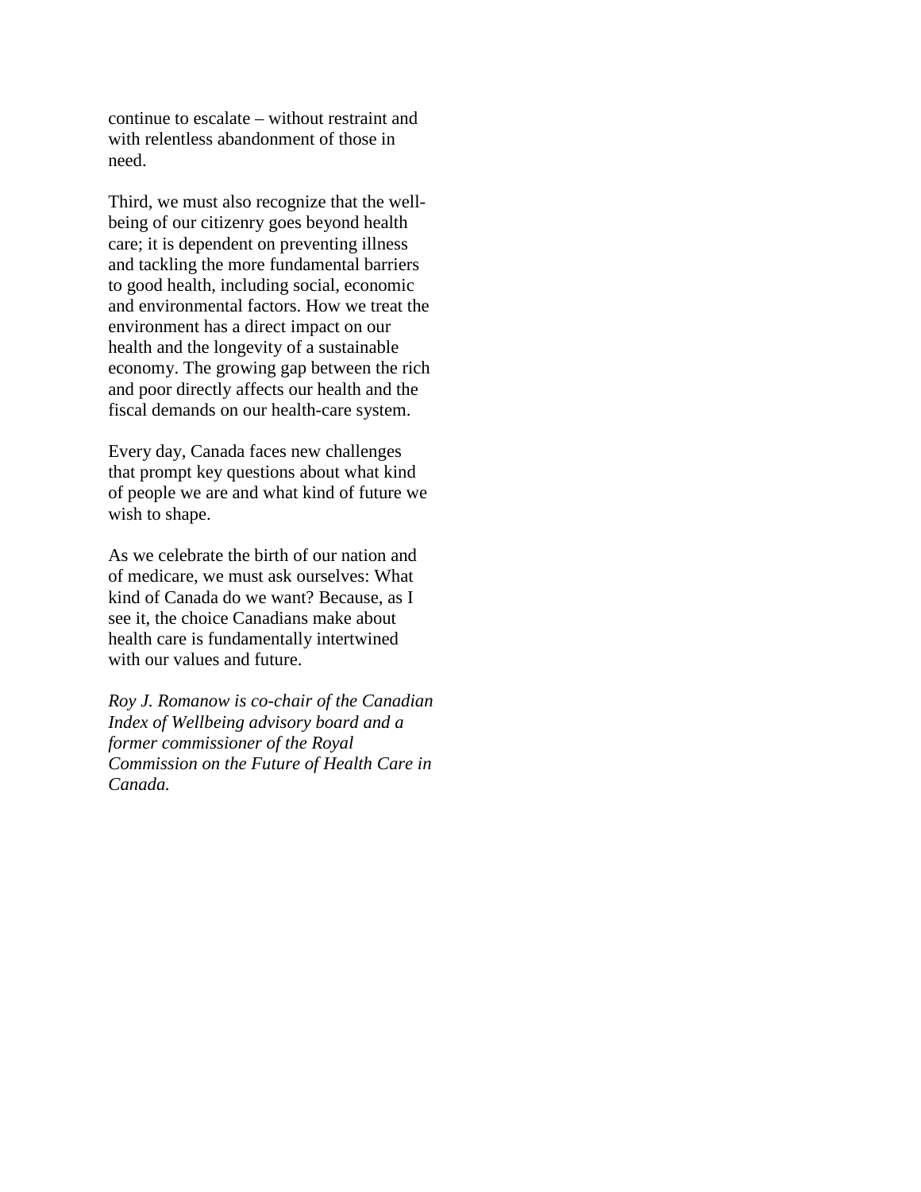continue to escalate – without restraint and with relentless abandonment of those in need.

Third, we must also recognize that the well-being of our citizenry goes beyond health care; it is dependent on preventing illness and tackling the more fundamental barriers to good health, including social, economic and environmental factors. How we treat the environment has a direct impact on our health and the longevity of a sustainable economy. The growing gap between the rich and poor directly affects our health and the fiscal demands on our health-care system.

Every day, Canada faces new challenges that prompt key questions about what kind of people we are and what kind of future we wish to shape.

As we celebrate the birth of our nation and of medicare, we must ask ourselves: What kind of Canada do we want? Because, as I see it, the choice Canadians make about health care is fundamentally intertwined with our values and future.

*Roy J. Romanow is co-chair of the Canadian Index of Wellbeing advisory board and a former commissioner of the Royal Commission on the Future of Health Care in Canada.*